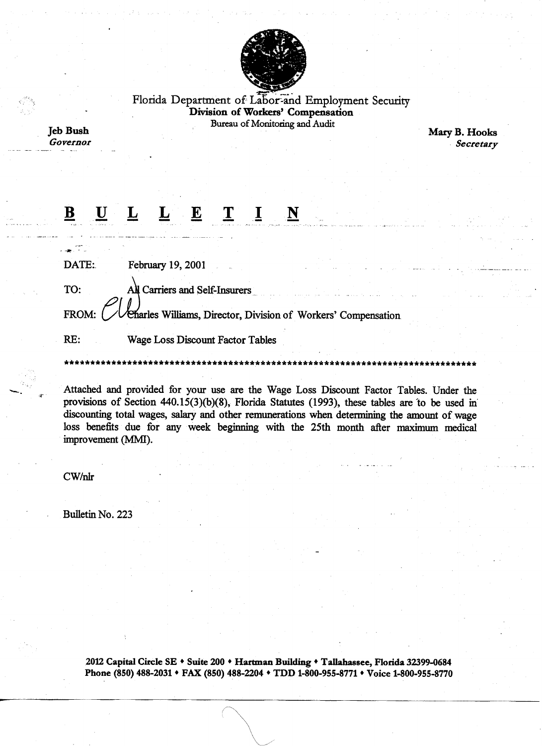Florida Department of Labor and Employment Security
**Division of Workers' Compensation**
Bureau of Monitoring and Audit

**Jeb Bush**
***Governor***

**Mary B. Hooks**
***Secretary***

# **B U L L E T I N**

DATE: February 19, 2001

TO: All Carriers and Self-Insurers

FROM: Charles Williams, Director, Division of Workers' Compensation

RE: Wage Loss Discount Factor Tables

*******************************************************************************

Attached and provided for your use are the Wage Loss Discount Factor Tables. Under the provisions of Section 440.15(3)(b)(8), Florida Statutes (1993), these tables are to be used in discounting total wages, salary and other remunerations when determining the amount of wage loss benefits due for any week beginning with the 25th month after maximum medical improvement (MMI).

CW/nlr

Bulletin No. 223

**2012 Capital Circle SE • Suite 200 • Hartman Building • Tallahassee, Florida 32399-0684**
**Phone (850) 488-2031 • FAX (850) 488-2204 • TDD 1-800-955-8771 • Voice 1-800-955-8770**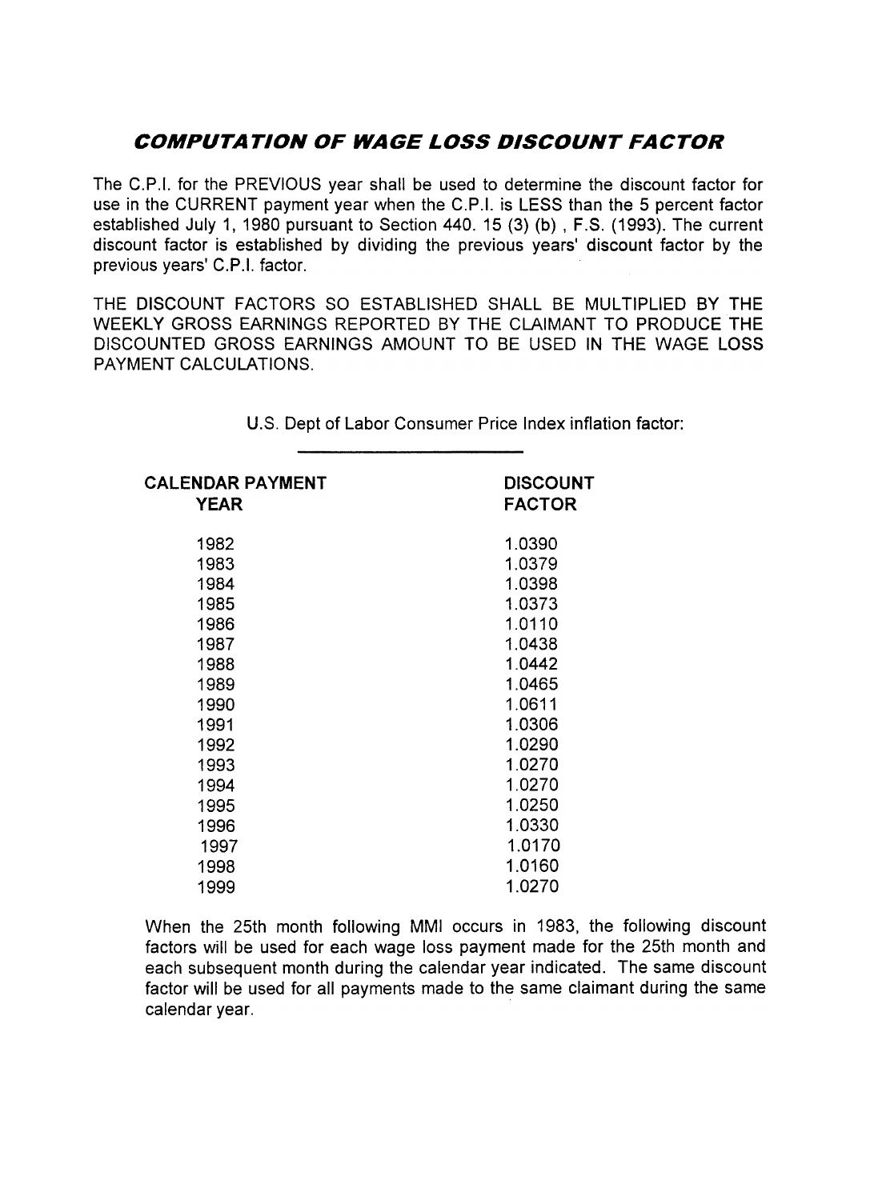## ***COMPUTATION OF WAGE LOSS DISCOUNT FACTOR***

The C.P.I. for the PREVIOUS year shall be used to determine the discount factor for use in the CURRENT payment year when the C.P.I. is LESS than the 5 percent factor established July 1, 1980 pursuant to Section 440. 15 (3) (b) , F.S. (1993). The current discount factor is established by dividing the previous years' discount factor by the previous years' C.P.I. factor.

THE DISCOUNT FACTORS SO ESTABLISHED SHALL BE MULTIPLIED BY THE WEEKLY GROSS EARNINGS REPORTED BY THE CLAIMANT TO PRODUCE THE DISCOUNTED GROSS EARNINGS AMOUNT TO BE USED IN THE WAGE LOSS PAYMENT CALCULATIONS.

U.S. Dept of Labor Consumer Price Index inflation factor:

| CALENDAR PAYMENT YEAR | DISCOUNT FACTOR |
|---|---|
| 1982 | 1.0390 |
| 1983 | 1.0379 |
| 1984 | 1.0398 |
| 1985 | 1.0373 |
| 1986 | 1.0110 |
| 1987 | 1.0438 |
| 1988 | 1.0442 |
| 1989 | 1.0465 |
| 1990 | 1.0611 |
| 1991 | 1.0306 |
| 1992 | 1.0290 |
| 1993 | 1.0270 |
| 1994 | 1.0270 |
| 1995 | 1.0250 |
| 1996 | 1.0330 |
| 1997 | 1.0170 |
| 1998 | 1.0160 |
| 1999 | 1.0270 |

When the 25th month following MMI occurs in 1983, the following discount factors will be used for each wage loss payment made for the 25th month and each subsequent month during the calendar year indicated. The same discount factor will be used for all payments made to the same claimant during the same calendar year.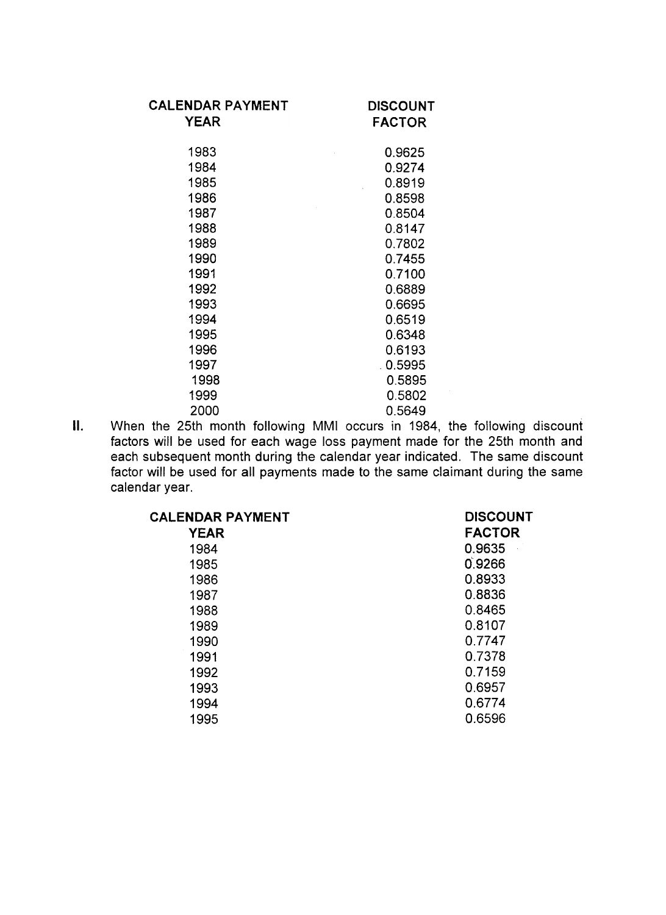| CALENDAR PAYMENT YEAR | DISCOUNT FACTOR |
|---|---|
| 1983 | 0.9625 |
| 1984 | 0.9274 |
| 1985 | 0.8919 |
| 1986 | 0.8598 |
| 1987 | 0.8504 |
| 1988 | 0.8147 |
| 1989 | 0.7802 |
| 1990 | 0.7455 |
| 1991 | 0.7100 |
| 1992 | 0.6889 |
| 1993 | 0.6695 |
| 1994 | 0.6519 |
| 1995 | 0.6348 |
| 1996 | 0.6193 |
| 1997 | 0.5995 |
| 1998 | 0.5895 |
| 1999 | 0.5802 |
| 2000 | 0.5649 |

**II.** When the 25th month following MMI occurs in 1984, the following discount factors will be used for each wage loss payment made for the 25th month and each subsequent month during the calendar year indicated. The same discount factor will be used for all payments made to the same claimant during the same calendar year.

| CALENDAR PAYMENT YEAR | DISCOUNT FACTOR |
|---|---|
| 1984 | 0.9635 |
| 1985 | 0.9266 |
| 1986 | 0.8933 |
| 1987 | 0.8836 |
| 1988 | 0.8465 |
| 1989 | 0.8107 |
| 1990 | 0.7747 |
| 1991 | 0.7378 |
| 1992 | 0.7159 |
| 1993 | 0.6957 |
| 1994 | 0.6774 |
| 1995 | 0.6596 |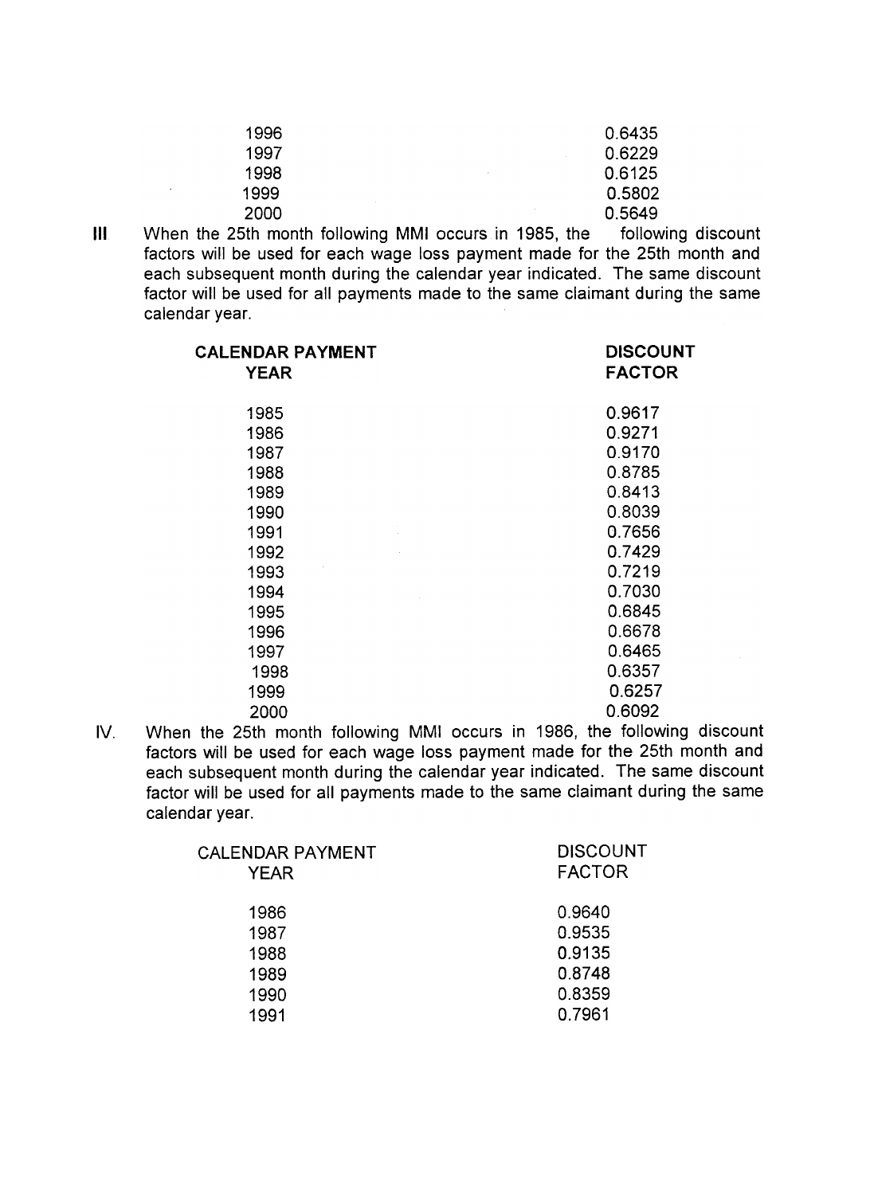| | |
|---|---|
| 1996 | 0.6435 |
| 1997 | 0.6229 |
| 1998 | 0.6125 |
| 1999 | 0.5802 |
| 2000 | 0.5649 |

III When the 25th month following MMI occurs in 1985, the following discount factors will be used for each wage loss payment made for the 25th month and each subsequent month during the calendar year indicated. The same discount factor will be used for all payments made to the same claimant during the same calendar year.

| **CALENDAR PAYMENT YEAR** | **DISCOUNT FACTOR** |
|---|---|
| 1985 | 0.9617 |
| 1986 | 0.9271 |
| 1987 | 0.9170 |
| 1988 | 0.8785 |
| 1989 | 0.8413 |
| 1990 | 0.8039 |
| 1991 | 0.7656 |
| 1992 | 0.7429 |
| 1993 | 0.7219 |
| 1994 | 0.7030 |
| 1995 | 0.6845 |
| 1996 | 0.6678 |
| 1997 | 0.6465 |
| 1998 | 0.6357 |
| 1999 | 0.6257 |
| 2000 | 0.6092 |

IV. When the 25th month following MMI occurs in 1986, the following discount factors will be used for each wage loss payment made for the 25th month and each subsequent month during the calendar year indicated. The same discount factor will be used for all payments made to the same claimant during the same calendar year.

| CALENDAR PAYMENT YEAR | DISCOUNT FACTOR |
|---|---|
| 1986 | 0.9640 |
| 1987 | 0.9535 |
| 1988 | 0.9135 |
| 1989 | 0.8748 |
| 1990 | 0.8359 |
| 1991 | 0.7961 |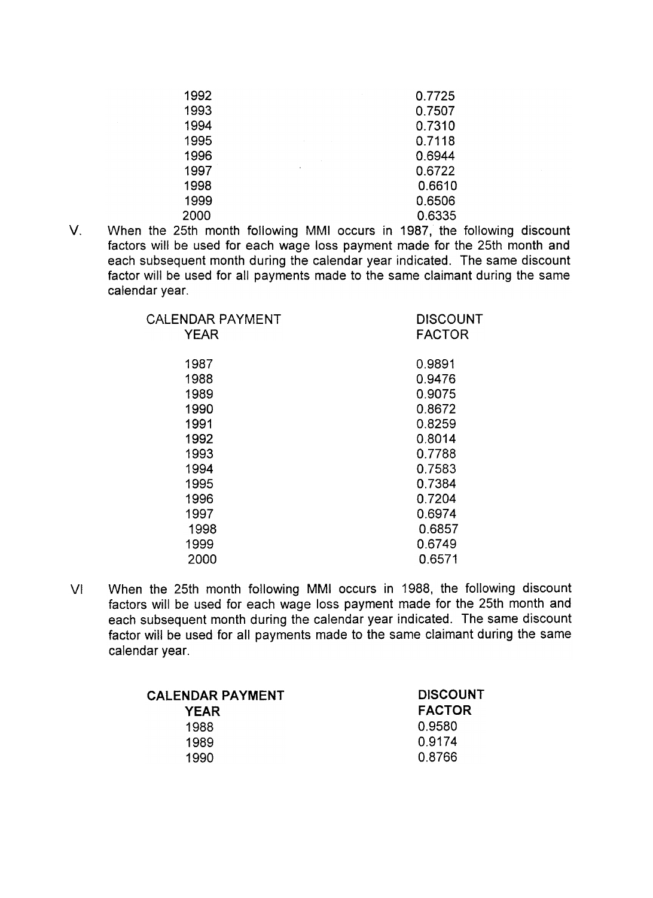| | |
|---|---|
| 1992 | 0.7725 |
| 1993 | 0.7507 |
| 1994 | 0.7310 |
| 1995 | 0.7118 |
| 1996 | 0.6944 |
| 1997 | 0.6722 |
| 1998 | 0.6610 |
| 1999 | 0.6506 |
| 2000 | 0.6335 |

V. When the 25th month following MMI occurs in 1987, the following discount factors will be used for each wage loss payment made for the 25th month and each subsequent month during the calendar year indicated. The same discount factor will be used for all payments made to the same claimant during the same calendar year.

| CALENDAR PAYMENT YEAR | DISCOUNT FACTOR |
|---|---|
| 1987 | 0.9891 |
| 1988 | 0.9476 |
| 1989 | 0.9075 |
| 1990 | 0.8672 |
| 1991 | 0.8259 |
| 1992 | 0.8014 |
| 1993 | 0.7788 |
| 1994 | 0.7583 |
| 1995 | 0.7384 |
| 1996 | 0.7204 |
| 1997 | 0.6974 |
| 1998 | 0.6857 |
| 1999 | 0.6749 |
| 2000 | 0.6571 |

VI When the 25th month following MMI occurs in 1988, the following discount factors will be used for each wage loss payment made for the 25th month and each subsequent month during the calendar year indicated. The same discount factor will be used for all payments made to the same claimant during the same calendar year.

| **CALENDAR PAYMENT YEAR** | **DISCOUNT FACTOR** |
|---|---|
| 1988 | 0.9580 |
| 1989 | 0.9174 |
| 1990 | 0.8766 |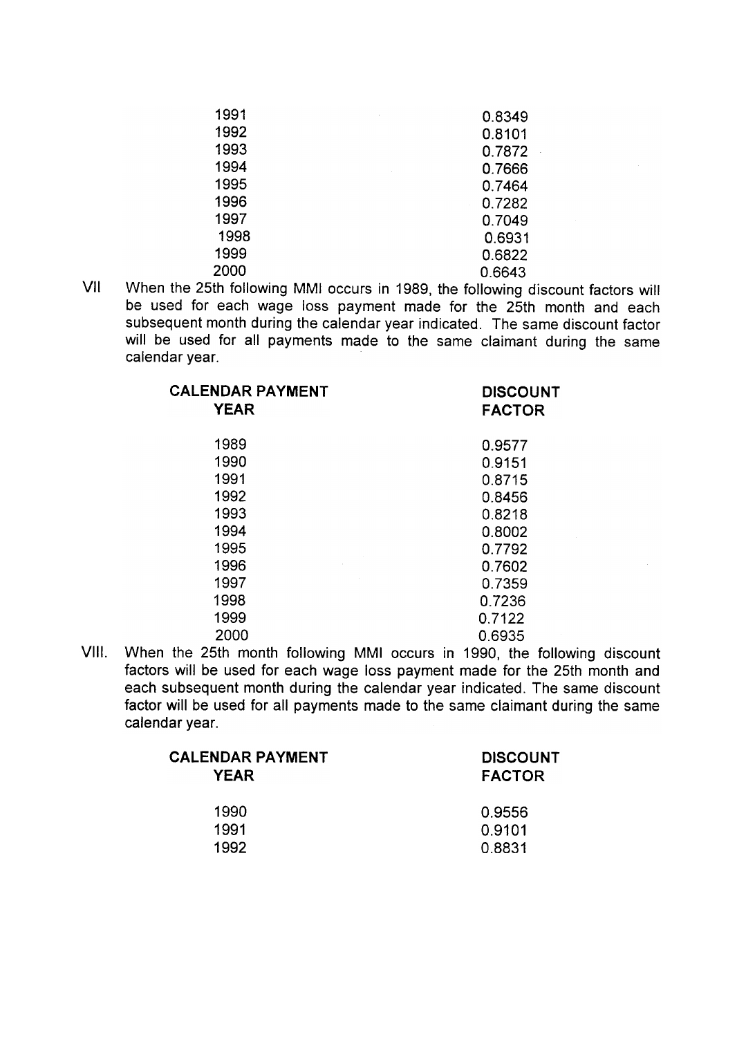| | |
|---|---|
| 1991 | 0.8349 |
| 1992 | 0.8101 |
| 1993 | 0.7872 |
| 1994 | 0.7666 |
| 1995 | 0.7464 |
| 1996 | 0.7282 |
| 1997 | 0.7049 |
| 1998 | 0.6931 |
| 1999 | 0.6822 |
| 2000 | 0.6643 |

VII When the 25th following MMI occurs in 1989, the following discount factors will be used for each wage loss payment made for the 25th month and each subsequent month during the calendar year indicated. The same discount factor will be used for all payments made to the same claimant during the same calendar year.

| CALENDAR PAYMENT YEAR | DISCOUNT FACTOR |
|---|---|
| 1989 | 0.9577 |
| 1990 | 0.9151 |
| 1991 | 0.8715 |
| 1992 | 0.8456 |
| 1993 | 0.8218 |
| 1994 | 0.8002 |
| 1995 | 0.7792 |
| 1996 | 0.7602 |
| 1997 | 0.7359 |
| 1998 | 0.7236 |
| 1999 | 0.7122 |
| 2000 | 0.6935 |

VIII. When the 25th month following MMI occurs in 1990, the following discount factors will be used for each wage loss payment made for the 25th month and each subsequent month during the calendar year indicated. The same discount factor will be used for all payments made to the same claimant during the same calendar year.

| CALENDAR PAYMENT YEAR | DISCOUNT FACTOR |
|---|---|
| 1990 | 0.9556 |
| 1991 | 0.9101 |
| 1992 | 0.8831 |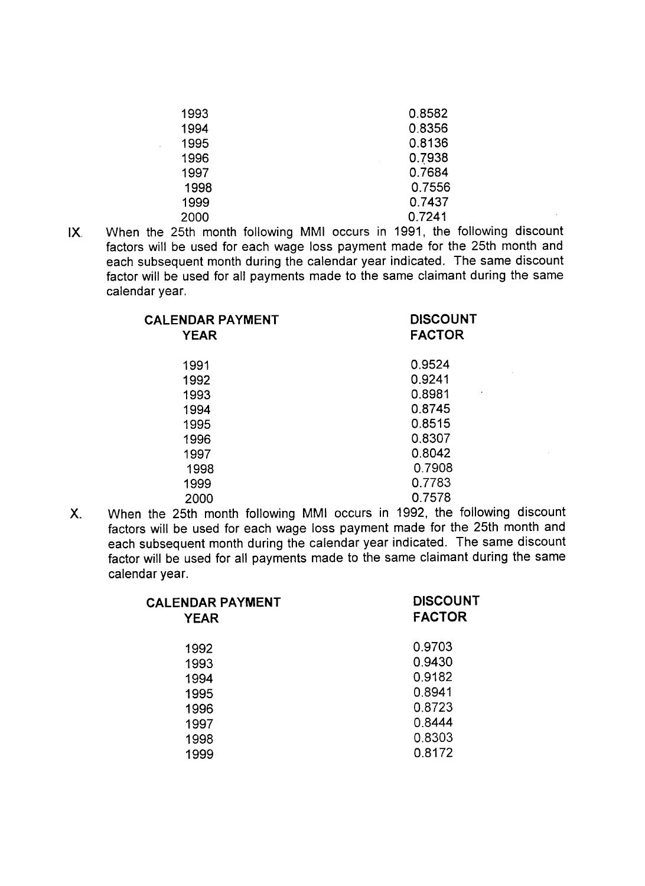| | |
|---|---|
| 1993 | 0.8582 |
| 1994 | 0.8356 |
| 1995 | 0.8136 |
| 1996 | 0.7938 |
| 1997 | 0.7684 |
| 1998 | 0.7556 |
| 1999 | 0.7437 |
| 2000 | 0.7241 |

IX. When the 25th month following MMI occurs in 1991, the following discount factors will be used for each wage loss payment made for the 25th month and each subsequent month during the calendar year indicated. The same discount factor will be used for all payments made to the same claimant during the same calendar year.

| CALENDAR PAYMENT YEAR | DISCOUNT FACTOR |
|---|---|
| 1991 | 0.9524 |
| 1992 | 0.9241 |
| 1993 | 0.8981 |
| 1994 | 0.8745 |
| 1995 | 0.8515 |
| 1996 | 0.8307 |
| 1997 | 0.8042 |
| 1998 | 0.7908 |
| 1999 | 0.7783 |
| 2000 | 0.7578 |

X. When the 25th month following MMI occurs in 1992, the following discount factors will be used for each wage loss payment made for the 25th month and each subsequent month during the calendar year indicated. The same discount factor will be used for all payments made to the same claimant during the same calendar year.

| CALENDAR PAYMENT YEAR | DISCOUNT FACTOR |
|---|---|
| 1992 | 0.9703 |
| 1993 | 0.9430 |
| 1994 | 0.9182 |
| 1995 | 0.8941 |
| 1996 | 0.8723 |
| 1997 | 0.8444 |
| 1998 | 0.8303 |
| 1999 | 0.8172 |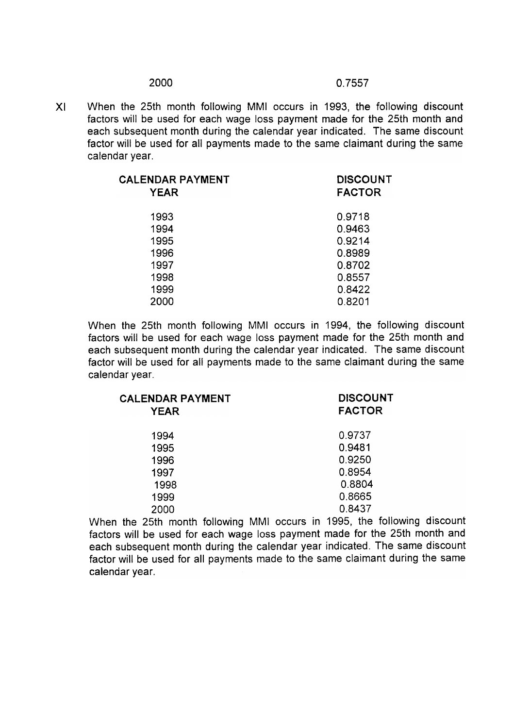| | |
|---|---|
| 2000 | 0.7557 |

XI When the 25th month following MMI occurs in 1993, the following discount factors will be used for each wage loss payment made for the 25th month and each subsequent month during the calendar year indicated. The same discount factor will be used for all payments made to the same claimant during the same calendar year.

| CALENDAR PAYMENT YEAR | DISCOUNT FACTOR |
|---|---|
| 1993 | 0.9718 |
| 1994 | 0.9463 |
| 1995 | 0.9214 |
| 1996 | 0.8989 |
| 1997 | 0.8702 |
| 1998 | 0.8557 |
| 1999 | 0.8422 |
| 2000 | 0.8201 |

When the 25th month following MMI occurs in 1994, the following discount factors will be used for each wage loss payment made for the 25th month and each subsequent month during the calendar year indicated. The same discount factor will be used for all payments made to the same claimant during the same calendar year.

| CALENDAR PAYMENT YEAR | DISCOUNT FACTOR |
|---|---|
| 1994 | 0.9737 |
| 1995 | 0.9481 |
| 1996 | 0.9250 |
| 1997 | 0.8954 |
| 1998 | 0.8804 |
| 1999 | 0.8665 |
| 2000 | 0.8437 |

When the 25th month following MMI occurs in 1995, the following discount factors will be used for each wage loss payment made for the 25th month and each subsequent month during the calendar year indicated. The same discount factor will be used for all payments made to the same claimant during the same calendar year.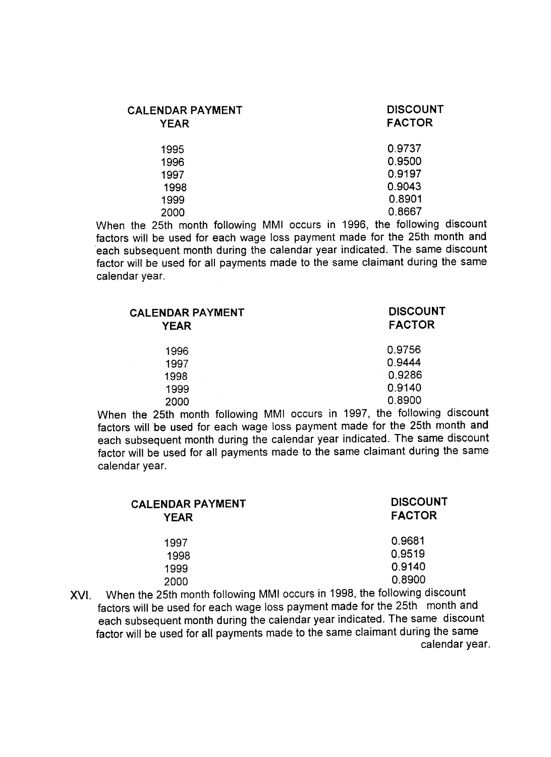| CALENDAR PAYMENT YEAR | DISCOUNT FACTOR |
|---|---|
| 1995 | 0.9737 |
| 1996 | 0.9500 |
| 1997 | 0.9197 |
| 1998 | 0.9043 |
| 1999 | 0.8901 |
| 2000 | 0.8667 |

When the 25th month following MMI occurs in 1996, the following discount factors will be used for each wage loss payment made for the 25th month and each subsequent month during the calendar year indicated. The same discount factor will be used for all payments made to the same claimant during the same calendar year.

| CALENDAR PAYMENT YEAR | DISCOUNT FACTOR |
|---|---|
| 1996 | 0.9756 |
| 1997 | 0.9444 |
| 1998 | 0.9286 |
| 1999 | 0.9140 |
| 2000 | 0.8900 |

When the 25th month following MMI occurs in 1997, the following discount factors will be used for each wage loss payment made for the 25th month and each subsequent month during the calendar year indicated. The same discount factor will be used for all payments made to the same claimant during the same calendar year.

| CALENDAR PAYMENT YEAR | DISCOUNT FACTOR |
|---|---|
| 1997 | 0.9681 |
| 1998 | 0.9519 |
| 1999 | 0.9140 |
| 2000 | 0.8900 |

XVI. When the 25th month following MMI occurs in 1998, the following discount factors will be used for each wage loss payment made for the 25th month and each subsequent month during the calendar year indicated. The same discount factor will be used for all payments made to the same claimant during the same calendar year.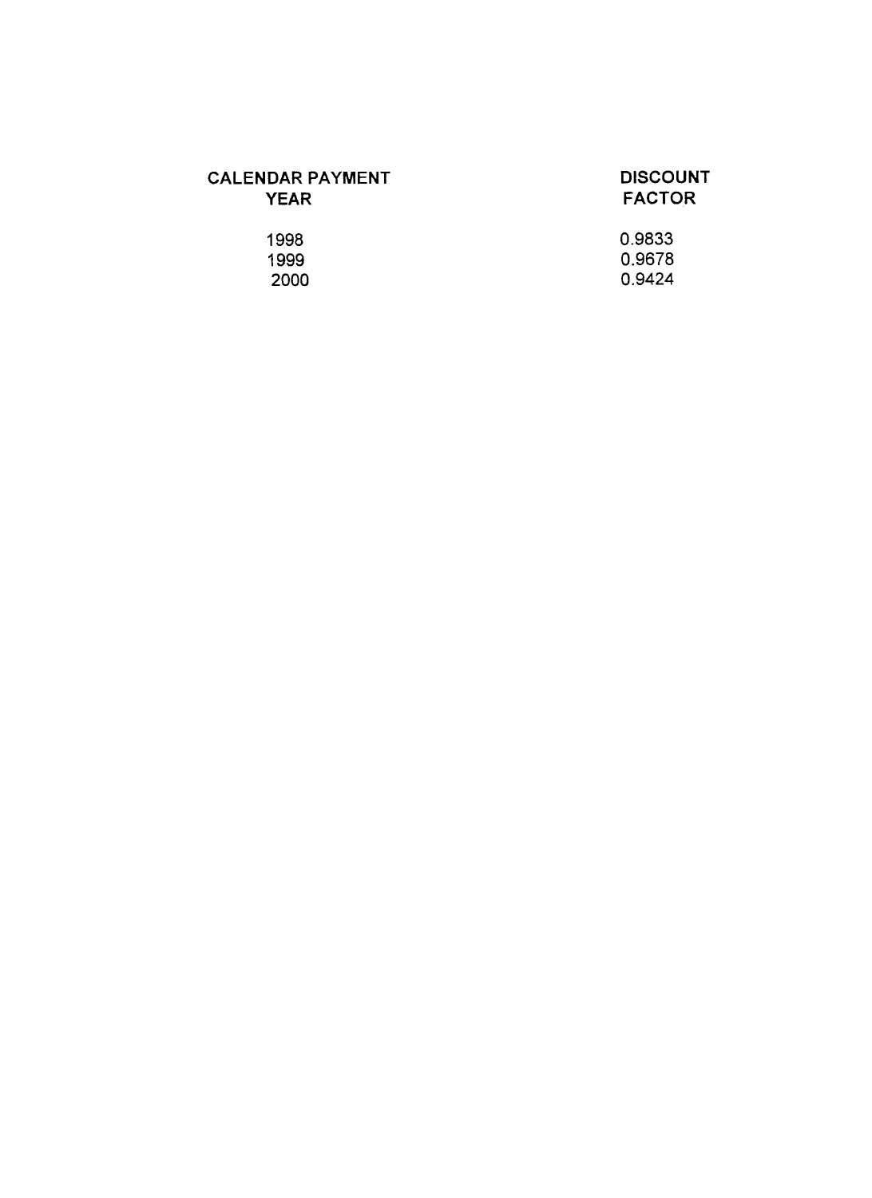| CALENDAR PAYMENT YEAR | DISCOUNT FACTOR |
| --- | --- |
| 1998 | 0.9833 |
| 1999 | 0.9678 |
| 2000 | 0.9424 |